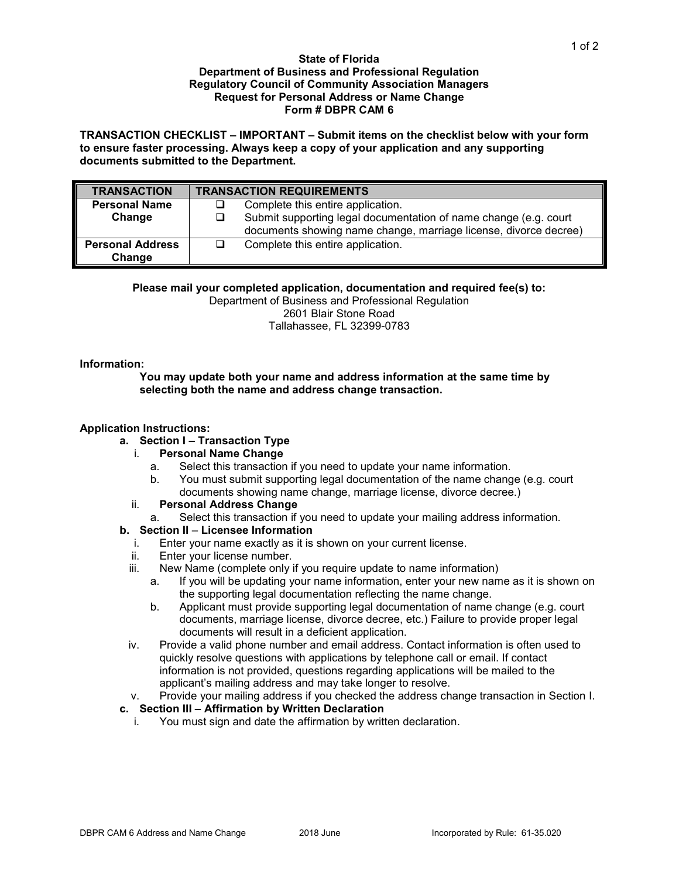**State of Florida**
**Department of Business and Professional Regulation**
**Regulatory Council of Community Association Managers**
**Request for Personal Address or Name Change**
**Form # DBPR CAM 6**

**TRANSACTION CHECKLIST – IMPORTANT – Submit items on the checklist below with your form to ensure faster processing. Always keep a copy of your application and any supporting documents submitted to the Department.**

| TRANSACTION | TRANSACTION REQUIREMENTS |
|---|---|
| **Personal Name Change** | ❑ Complete this entire application.<br>❑ Submit supporting legal documentation of name change (e.g. court documents showing name change, marriage license, divorce decree) |
| **Personal Address Change** | ❑ Complete this entire application. |

**Please mail your completed application, documentation and required fee(s) to:**
Department of Business and Professional Regulation
2601 Blair Stone Road
Tallahassee, FL 32399-0783

**Information:**

**You may update both your name and address information at the same time by selecting both the name and address change transaction.**

**Application Instructions:**

a. **Section I – Transaction Type**
   i. **Personal Name Change**
      a. Select this transaction if you need to update your name information.
      b. You must submit supporting legal documentation of the name change (e.g. court documents showing name change, marriage license, divorce decree.)
   ii. **Personal Address Change**
      a. Select this transaction if you need to update your mailing address information.

b. **Section II** – **Licensee Information**
   i. Enter your name exactly as it is shown on your current license.
   ii. Enter your license number.
   iii. New Name (complete only if you require update to name information)
      a. If you will be updating your name information, enter your new name as it is shown on the supporting legal documentation reflecting the name change.
      b. Applicant must provide supporting legal documentation of name change (e.g. court documents, marriage license, divorce decree, etc.) Failure to provide proper legal documents will result in a deficient application.
   iv. Provide a valid phone number and email address. Contact information is often used to quickly resolve questions with applications by telephone call or email. If contact information is not provided, questions regarding applications will be mailed to the applicant's mailing address and may take longer to resolve.
   v. Provide your mailing address if you checked the address change transaction in Section I.

c. **Section III – Affirmation by Written Declaration**
   i. You must sign and date the affirmation by written declaration.

DBPR CAM 6 Address and Name Change 2018 June Incorporated by Rule: 61-35.020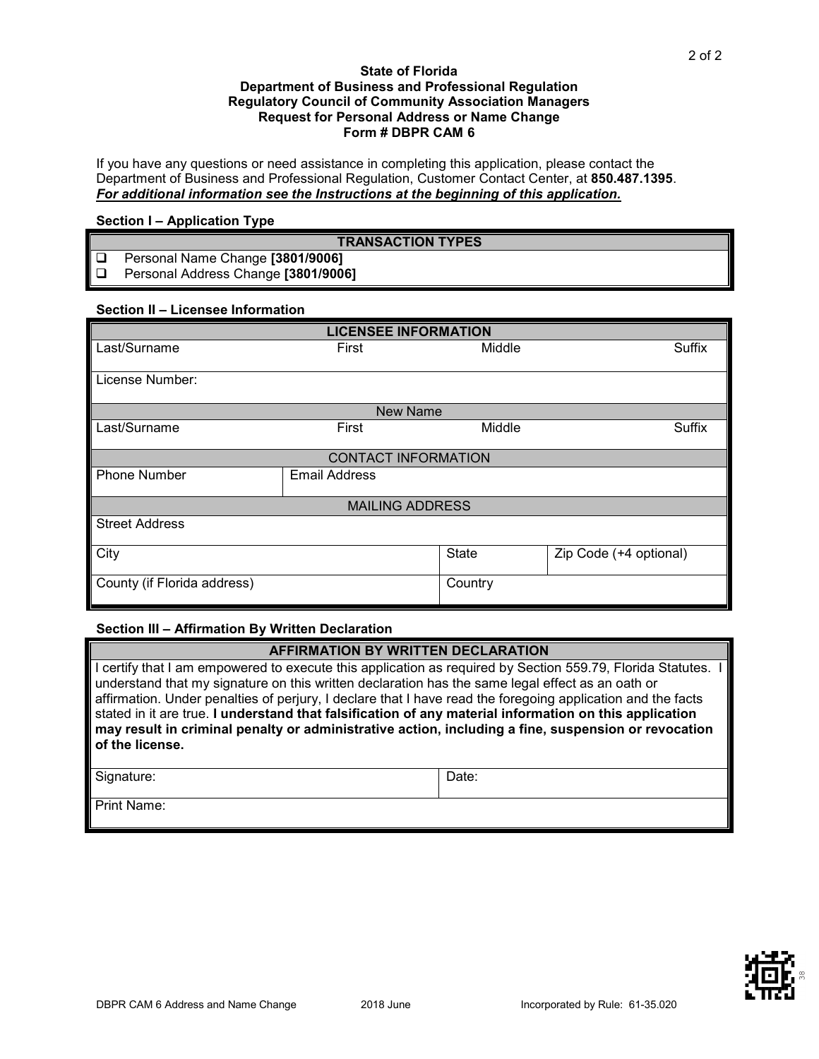**State of Florida**
**Department of Business and Professional Regulation**
**Regulatory Council of Community Association Managers**
**Request for Personal Address or Name Change**
**Form # DBPR CAM 6**

If you have any questions or need assistance in completing this application, please contact the Department of Business and Professional Regulation, Customer Contact Center, at **850.487.1395**.
***For additional information see the Instructions at the beginning of this application.***

**Section I – Application Type**

| **TRANSACTION TYPES** |
|---|
| ☐ Personal Name Change **[3801/9006]** |
| ☐ Personal Address Change **[3801/9006]** |

**Section II – Licensee Information**

| **LICENSEE INFORMATION** | | | |
|---|---|---|---|
| Last/Surname | First | Middle | Suffix |
| License Number: | | | |
| New Name | | | |
| Last/Surname | First | Middle | Suffix |
| CONTACT INFORMATION | | | |
| Phone Number | Email Address | | |
| MAILING ADDRESS | | | |
| Street Address | | | |
| City | | State | Zip Code (+4 optional) |
| County (if Florida address) | | Country | |

**Section III – Affirmation By Written Declaration**

| **AFFIRMATION BY WRITTEN DECLARATION** | |
|---|---|
| I certify that I am empowered to execute this application as required by Section 559.79, Florida Statutes. I understand that my signature on this written declaration has the same legal effect as an oath or affirmation. Under penalties of perjury, I declare that I have read the foregoing application and the facts stated in it are true. **I understand that falsification of any material information on this application may result in criminal penalty or administrative action, including a fine, suspension or revocation of the license.** | |
| Signature: | Date: |
| Print Name: | |

DBPR CAM 6 Address and Name Change 2018 June Incorporated by Rule: 61-35.020